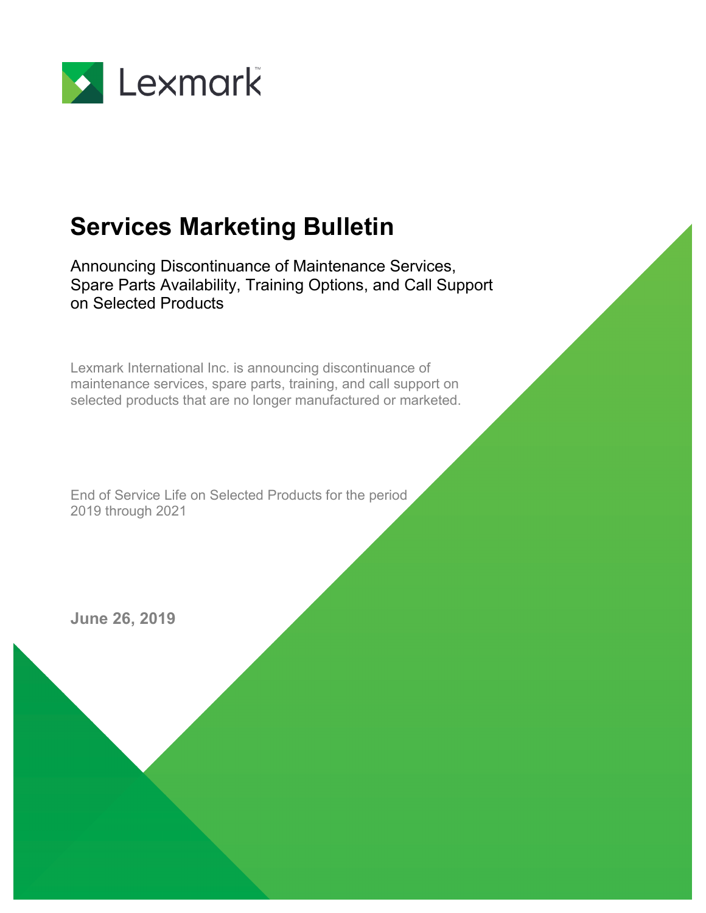Lexmark

# Services Marketing Bulletin

Announcing Discontinuance of Maintenance Services, Spare Parts Availability, Training Options, and Call Support on Selected Products

Lexmark International Inc. is announcing discontinuance of maintenance services, spare parts, training, and call support on selected products that are no longer manufactured or marketed.

End of Service Life on Selected Products for the period 2019 through 2021

**June 26, 2019**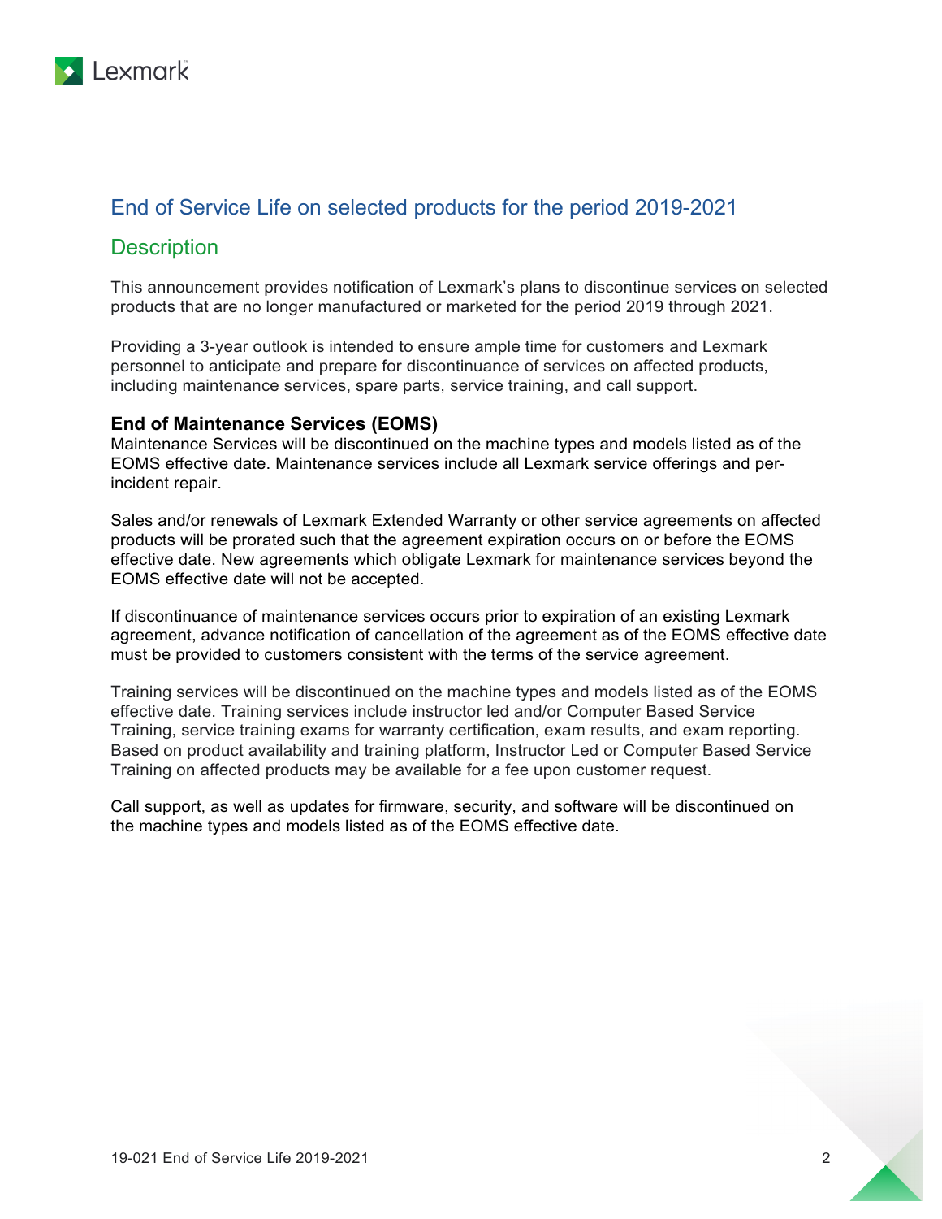## End of Service Life on selected products for the period 2019-2021

## Description

This announcement provides notification of Lexmark's plans to discontinue services on selected products that are no longer manufactured or marketed for the period 2019 through 2021.

Providing a 3-year outlook is intended to ensure ample time for customers and Lexmark personnel to anticipate and prepare for discontinuance of services on affected products, including maintenance services, spare parts, service training, and call support.

### End of Maintenance Services (EOMS)

Maintenance Services will be discontinued on the machine types and models listed as of the EOMS effective date. Maintenance services include all Lexmark service offerings and per-incident repair.

Sales and/or renewals of Lexmark Extended Warranty or other service agreements on affected products will be prorated such that the agreement expiration occurs on or before the EOMS effective date. New agreements which obligate Lexmark for maintenance services beyond the EOMS effective date will not be accepted.

If discontinuance of maintenance services occurs prior to expiration of an existing Lexmark agreement, advance notification of cancellation of the agreement as of the EOMS effective date must be provided to customers consistent with the terms of the service agreement.

Training services will be discontinued on the machine types and models listed as of the EOMS effective date. Training services include instructor led and/or Computer Based Service Training, service training exams for warranty certification, exam results, and exam reporting. Based on product availability and training platform, Instructor Led or Computer Based Service Training on affected products may be available for a fee upon customer request.

Call support, as well as updates for firmware, security, and software will be discontinued on the machine types and models listed as of the EOMS effective date.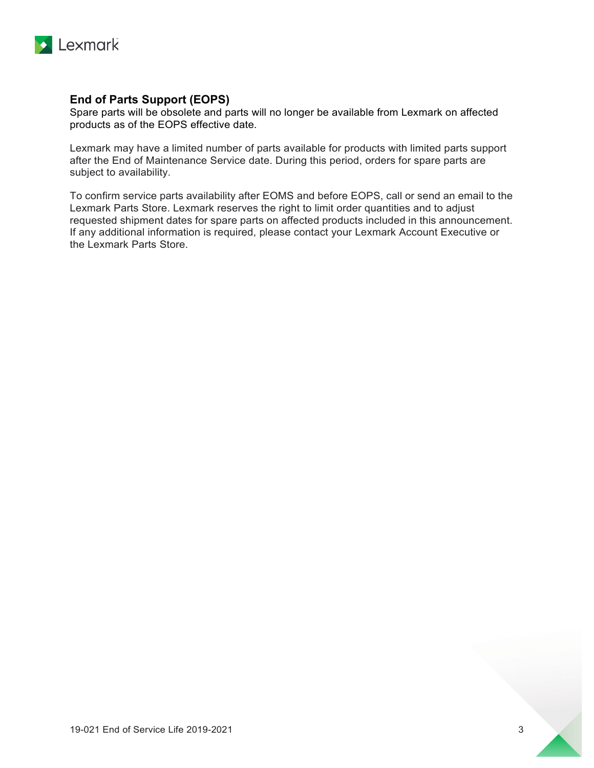## End of Parts Support (EOPS)

Spare parts will be obsolete and parts will no longer be available from Lexmark on affected products as of the EOPS effective date.

Lexmark may have a limited number of parts available for products with limited parts support after the End of Maintenance Service date. During this period, orders for spare parts are subject to availability.

To confirm service parts availability after EOMS and before EOPS, call or send an email to the Lexmark Parts Store. Lexmark reserves the right to limit order quantities and to adjust requested shipment dates for spare parts on affected products included in this announcement. If any additional information is required, please contact your Lexmark Account Executive or the Lexmark Parts Store.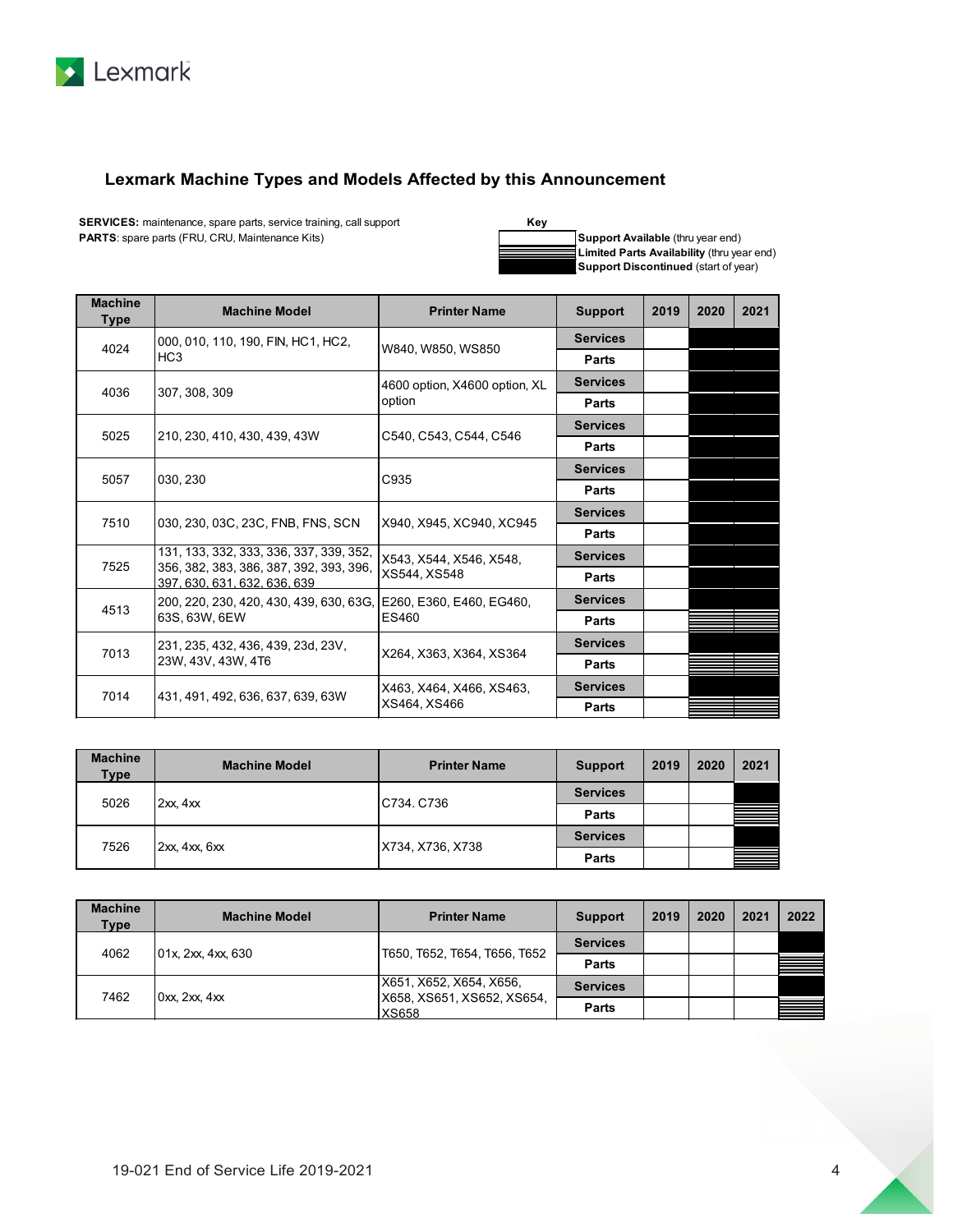## Lexmark Machine Types and Models Affected by this Announcement

**SERVICES:** maintenance, spare parts, service training, call support
**PARTS**: spare parts (FRU, CRU, Maintenance Kits)

**Key**

- **Support Available** (thru year end)
- **Limited Parts Availability** (thru year end)
- **Support Discontinued** (start of year)

| Machine Type | Machine Model | Printer Name | Support | 2019 | 2020 | 2021 |
|---|---|---|---|---|---|---|
| 4024 | 000, 010, 110, 190, FIN, HC1, HC2, HC3 | W840, W850, WS850 | Services | Support Available | Support Discontinued | Support Discontinued |
| | | | Parts | Support Available | Support Discontinued | Support Discontinued |
| 4036 | 307, 308, 309 | 4600 option, X4600 option, XL option | Services | Support Available | Support Discontinued | Support Discontinued |
| | | | Parts | Support Available | Support Discontinued | Support Discontinued |
| 5025 | 210, 230, 410, 430, 439, 43W | C540, C543, C544, C546 | Services | Support Available | Support Discontinued | Support Discontinued |
| | | | Parts | Support Available | Support Discontinued | Support Discontinued |
| 5057 | 030, 230 | C935 | Services | Support Available | Support Discontinued | Support Discontinued |
| | | | Parts | Support Available | Support Discontinued | Support Discontinued |
| 7510 | 030, 230, 03C, 23C, FNB, FNS, SCN | X940, X945, XC940, XC945 | Services | Support Available | Support Discontinued | Support Discontinued |
| | | | Parts | Support Available | Support Discontinued | Support Discontinued |
| 7525 | 131, 133, 332, 333, 336, 337, 339, 352, 356, 382, 383, 386, 387, 392, 393, 396, 397, 630, 631, 632, 636, 639 | X543, X544, X546, X548, XS544, XS548 | Services | Support Available | Support Discontinued | Support Discontinued |
| | | | Parts | Support Available | Support Discontinued | Support Discontinued |
| 4513 | 200, 220, 230, 420, 430, 439, 630, 63G, 63S, 63W, 6EW | E260, E360, E460, EG460, ES460 | Services | Support Available | Support Discontinued | Support Discontinued |
| | | | Parts | Support Available | Limited Parts Availability | Limited Parts Availability |
| 7013 | 231, 235, 432, 436, 439, 23d, 23V, 23W, 43V, 43W, 4T6 | X264, X363, X364, XS364 | Services | Support Available | Support Discontinued | Support Discontinued |
| | | | Parts | Support Available | Limited Parts Availability | Limited Parts Availability |
| 7014 | 431, 491, 492, 636, 637, 639, 63W | X463, X464, X466, XS463, XS464, XS466 | Services | Support Available | Support Discontinued | Support Discontinued |
| | | | Parts | Support Available | Limited Parts Availability | Limited Parts Availability |

| Machine Type | Machine Model | Printer Name | Support | 2019 | 2020 | 2021 |
|---|---|---|---|---|---|---|
| 5026 | 2xx, 4xx | C734. C736 | Services | Support Available | Support Available | Support Discontinued |
| | | | Parts | Support Available | Support Available | Limited Parts Availability |
| 7526 | 2xx, 4xx, 6xx | X734, X736, X738 | Services | Support Available | Support Available | Support Discontinued |
| | | | Parts | Support Available | Support Available | Limited Parts Availability |

| Machine Type | Machine Model | Printer Name | Support | 2019 | 2020 | 2021 | 2022 |
|---|---|---|---|---|---|---|---|
| 4062 | 01x, 2xx, 4xx, 630 | T650, T652, T654, T656, T652 | Services | Support Available | Support Available | Support Available | Support Discontinued |
| | | | Parts | Support Available | Support Available | Support Available | Limited Parts Availability |
| 7462 | 0xx, 2xx, 4xx | X651, X652, X654, X656, X658, XS651, XS652, XS654, XS658 | Services | Support Available | Support Available | Support Available | Support Discontinued |
| | | | Parts | Support Available | Support Available | Support Available | Limited Parts Availability |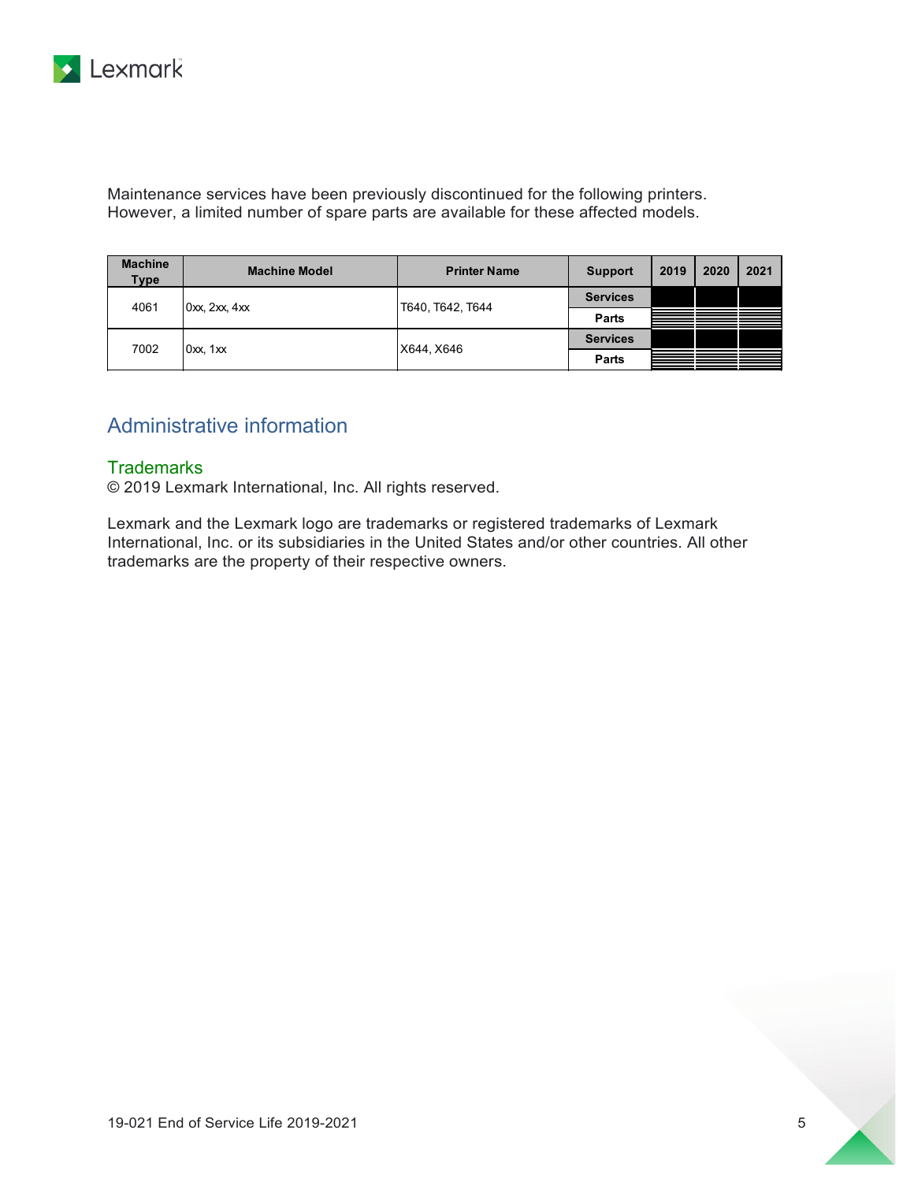Maintenance services have been previously discontinued for the following printers. However, a limited number of spare parts are available for these affected models.

| Machine Type | Machine Model | Printer Name | Support | 2019 | 2020 | 2021 |
|---|---|---|---|---|---|---|
| 4061 | 0xx, 2xx, 4xx | T640, T642, T644 | Services | | | |
| | | | Parts | | | |
| 7002 | 0xx, 1xx | X644, X646 | Services | | | |
| | | | Parts | | | |

## Administrative information

### Trademarks

© 2019 Lexmark International, Inc. All rights reserved.

Lexmark and the Lexmark logo are trademarks or registered trademarks of Lexmark International, Inc. or its subsidiaries in the United States and/or other countries. All other trademarks are the property of their respective owners.